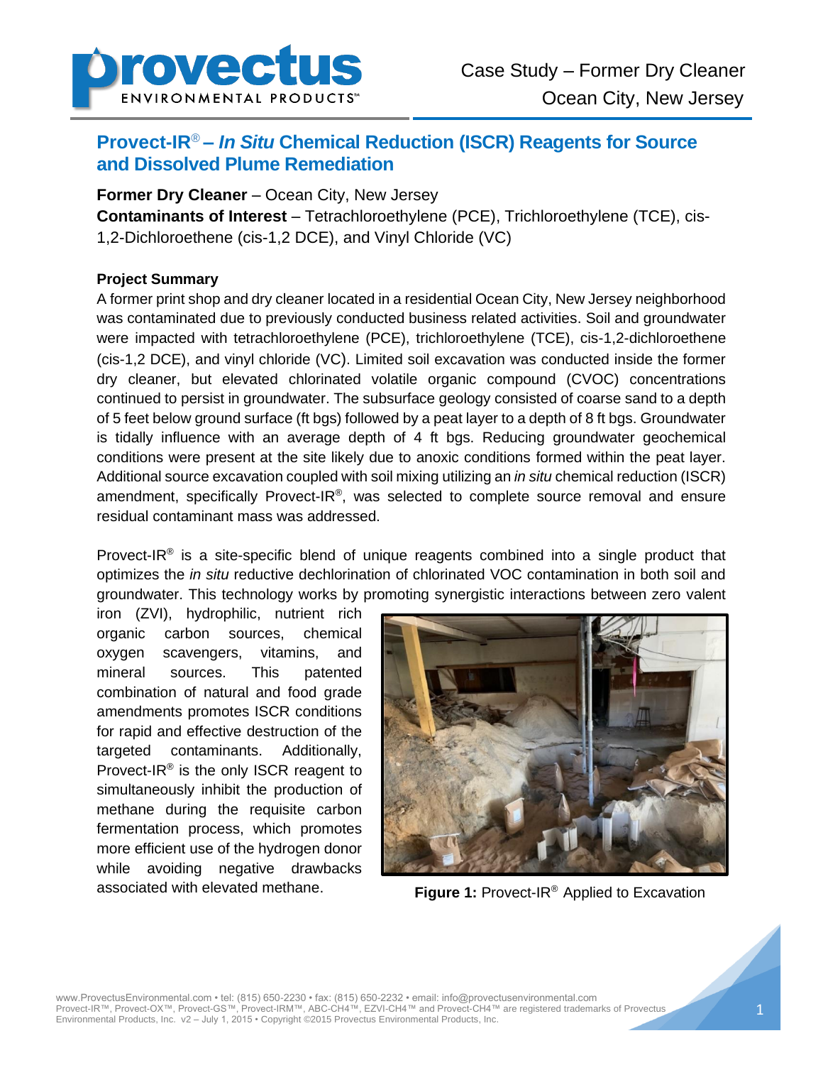Case Study – Former Dry Cleaner
Ocean City, New Jersey

## Provect-IR® – *In Situ* Chemical Reduction (ISCR) Reagents for Source and Dissolved Plume Remediation

**Former Dry Cleaner** – Ocean City, New Jersey
**Contaminants of Interest** – Tetrachloroethylene (PCE), Trichloroethylene (TCE), cis-1,2-Dichloroethene (cis-1,2 DCE), and Vinyl Chloride (VC)

### Project Summary

A former print shop and dry cleaner located in a residential Ocean City, New Jersey neighborhood was contaminated due to previously conducted business related activities. Soil and groundwater were impacted with tetrachloroethylene (PCE), trichloroethylene (TCE), cis-1,2-dichloroethene (cis-1,2 DCE), and vinyl chloride (VC). Limited soil excavation was conducted inside the former dry cleaner, but elevated chlorinated volatile organic compound (CVOC) concentrations continued to persist in groundwater. The subsurface geology consisted of coarse sand to a depth of 5 feet below ground surface (ft bgs) followed by a peat layer to a depth of 8 ft bgs. Groundwater is tidally influence with an average depth of 4 ft bgs. Reducing groundwater geochemical conditions were present at the site likely due to anoxic conditions formed within the peat layer. Additional source excavation coupled with soil mixing utilizing an *in situ* chemical reduction (ISCR) amendment, specifically Provect-IR®, was selected to complete source removal and ensure residual contaminant mass was addressed.

Provect-IR® is a site-specific blend of unique reagents combined into a single product that optimizes the *in situ* reductive dechlorination of chlorinated VOC contamination in both soil and groundwater. This technology works by promoting synergistic interactions between zero valent iron (ZVI), hydrophilic, nutrient rich organic carbon sources, chemical oxygen scavengers, vitamins, and mineral sources. This patented combination of natural and food grade amendments promotes ISCR conditions for rapid and effective destruction of the targeted contaminants. Additionally, Provect-IR® is the only ISCR reagent to simultaneously inhibit the production of methane during the requisite carbon fermentation process, which promotes more efficient use of the hydrogen donor while avoiding negative drawbacks associated with elevated methane.

**Figure 1:** Provect-IR® Applied to Excavation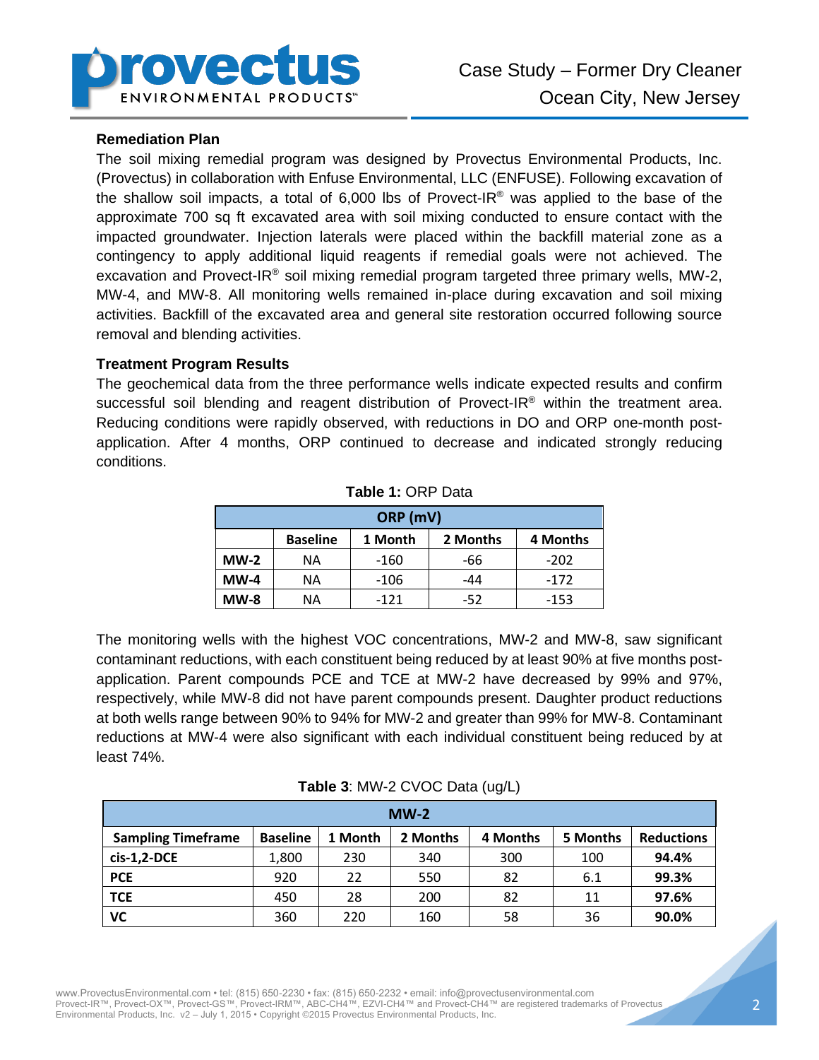### Remediation Plan

The soil mixing remedial program was designed by Provectus Environmental Products, Inc. (Provectus) in collaboration with Enfuse Environmental, LLC (ENFUSE). Following excavation of the shallow soil impacts, a total of 6,000 lbs of Provect-IR® was applied to the base of the approximate 700 sq ft excavated area with soil mixing conducted to ensure contact with the impacted groundwater. Injection laterals were placed within the backfill material zone as a contingency to apply additional liquid reagents if remedial goals were not achieved. The excavation and Provect-IR® soil mixing remedial program targeted three primary wells, MW-2, MW-4, and MW-8. All monitoring wells remained in-place during excavation and soil mixing activities. Backfill of the excavated area and general site restoration occurred following source removal and blending activities.

### Treatment Program Results

The geochemical data from the three performance wells indicate expected results and confirm successful soil blending and reagent distribution of Provect-IR® within the treatment area. Reducing conditions were rapidly observed, with reductions in DO and ORP one-month post-application. After 4 months, ORP continued to decrease and indicated strongly reducing conditions.

**Table 1:** ORP Data

| ORP (mV) | | | | |
|---|---|---|---|---|
| | **Baseline** | **1 Month** | **2 Months** | **4 Months** |
| **MW-2** | NA | -160 | -66 | -202 |
| **MW-4** | NA | -106 | -44 | -172 |
| **MW-8** | NA | -121 | -52 | -153 |

The monitoring wells with the highest VOC concentrations, MW-2 and MW-8, saw significant contaminant reductions, with each constituent being reduced by at least 90% at five months post-application. Parent compounds PCE and TCE at MW-2 have decreased by 99% and 97%, respectively, while MW-8 did not have parent compounds present. Daughter product reductions at both wells range between 90% to 94% for MW-2 and greater than 99% for MW-8. Contaminant reductions at MW-4 were also significant with each individual constituent being reduced by at least 74%.

**Table 3**: MW-2 CVOC Data (ug/L)

| MW-2 | | | | | | |
|---|---|---|---|---|---|---|
| **Sampling Timeframe** | **Baseline** | **1 Month** | **2 Months** | **4 Months** | **5 Months** | **Reductions** |
| **cis-1,2-DCE** | 1,800 | 230 | 340 | 300 | 100 | **94.4%** |
| **PCE** | 920 | 22 | 550 | 82 | 6.1 | **99.3%** |
| **TCE** | 450 | 28 | 200 | 82 | 11 | **97.6%** |
| **VC** | 360 | 220 | 160 | 58 | 36 | **90.0%** |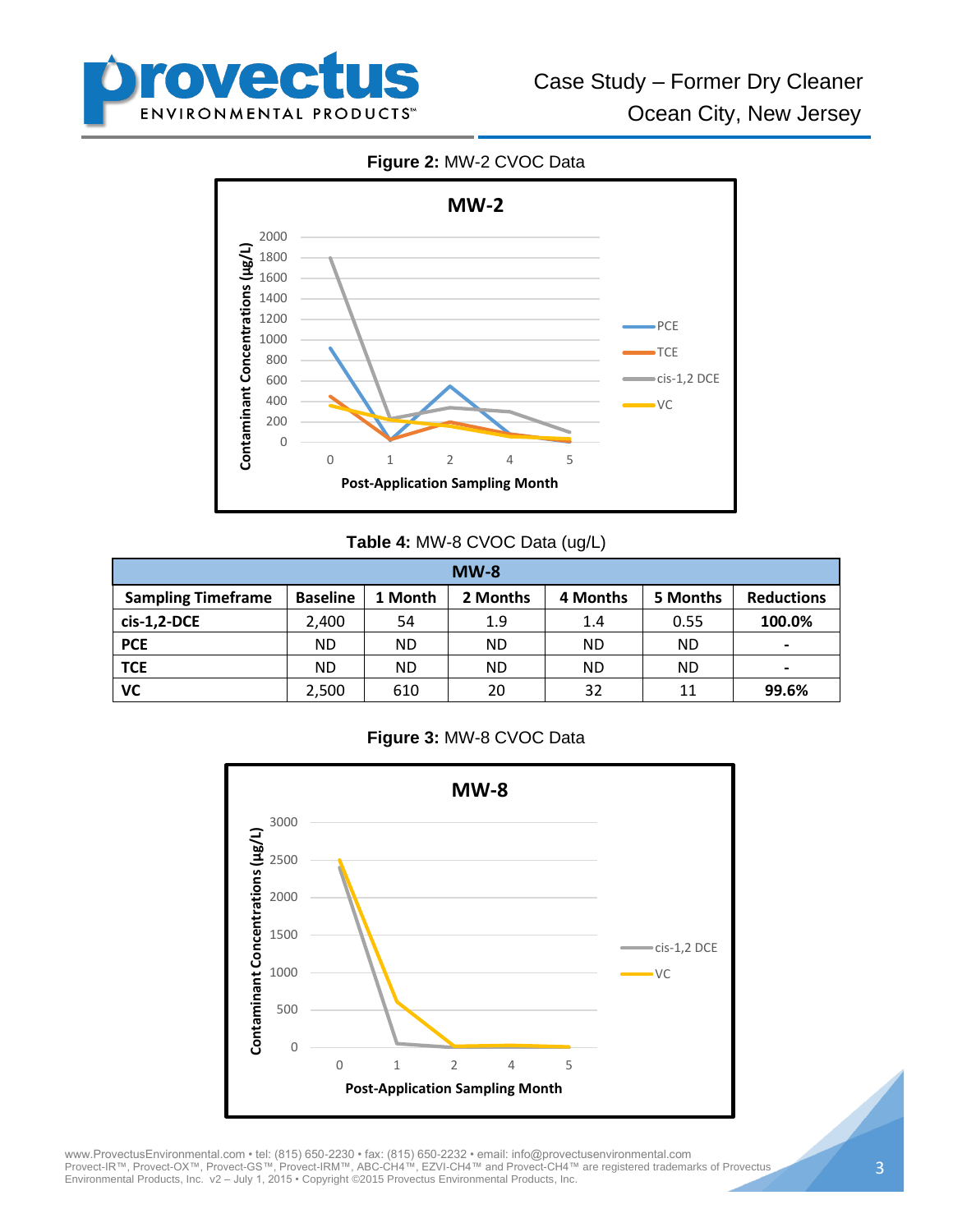**Figure 2:** MW-2 CVOC Data

**Table 4:** MW-8 CVOC Data (ug/L)

| MW-8 | | | | | | |
|---|---|---|---|---|---|---|
| **Sampling Timeframe** | **Baseline** | **1 Month** | **2 Months** | **4 Months** | **5 Months** | **Reductions** |
| **cis-1,2-DCE** | 2,400 | 54 | 1.9 | 1.4 | 0.55 | **100.0%** |
| **PCE** | ND | ND | ND | ND | ND | - |
| **TCE** | ND | ND | ND | ND | ND | - |
| **VC** | 2,500 | 610 | 20 | 32 | 11 | **99.6%** |

**Figure 3:** MW-8 CVOC Data

www.ProvectusEnvironmental.com • tel: (815) 650-2230 • fax: (815) 650-2232 • email: info@provectusenvironmental.com
Provect-IR™, Provect-OX™, Provect-GS™, Provect-IRM™, ABC-CH4™, EZVI-CH4™ and Provect-CH4™ are registered trademarks of Provectus Environmental Products, Inc. v2 – July 1, 2015 • Copyright ©2015 Provectus Environmental Products, Inc.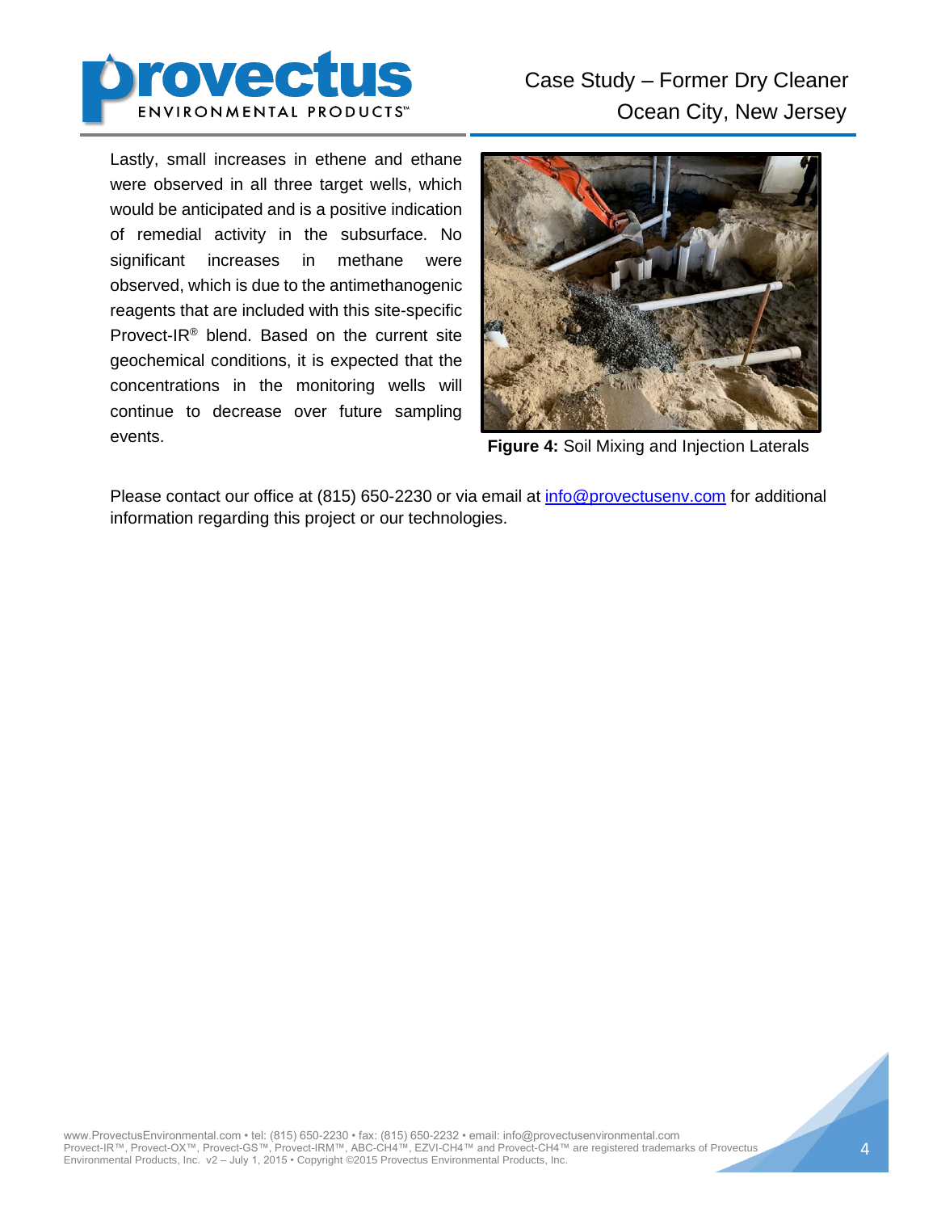Lastly, small increases in ethene and ethane were observed in all three target wells, which would be anticipated and is a positive indication of remedial activity in the subsurface. No significant increases in methane were observed, which is due to the antimethanogenic reagents that are included with this site-specific Provect-IR® blend. Based on the current site geochemical conditions, it is expected that the concentrations in the monitoring wells will continue to decrease over future sampling events.

**Figure 4:** Soil Mixing and Injection Laterals

Please contact our office at (815) 650-2230 or via email at info@provectusenv.com for additional information regarding this project or our technologies.